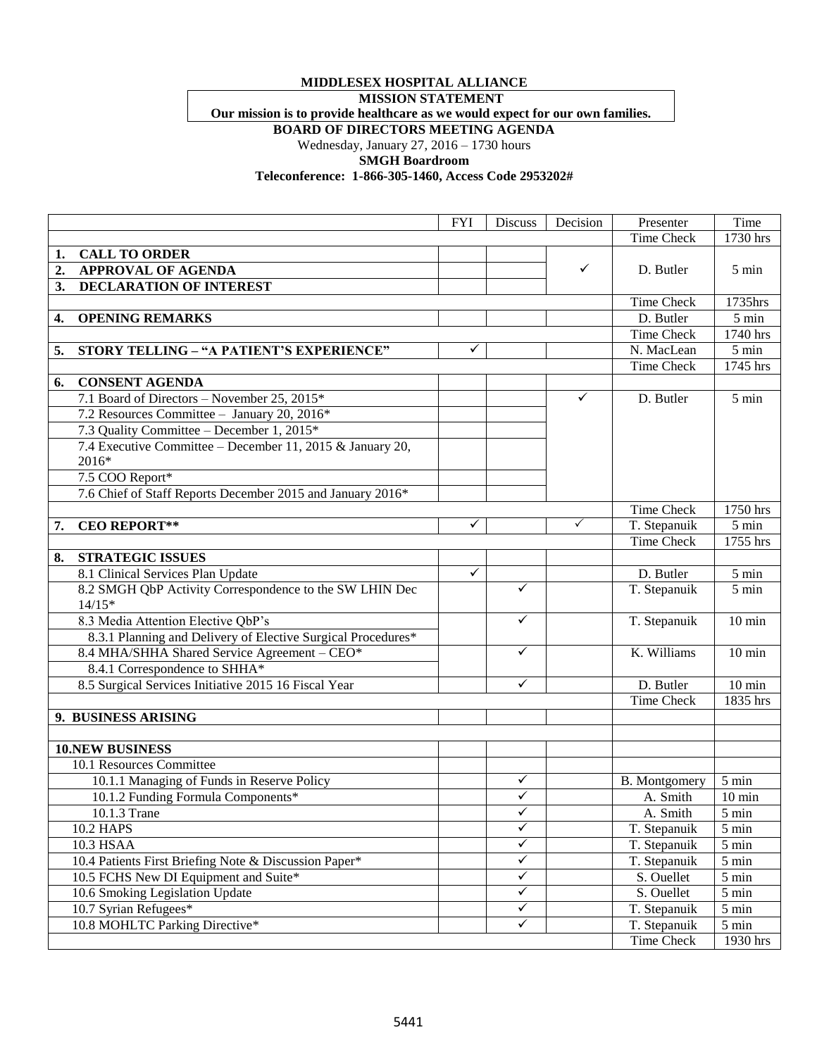**MIDDLESEX HOSPITAL ALLIANCE**

**MISSION STATEMENT**

**Our mission is to provide healthcare as we would expect for our own families.**

**BOARD OF DIRECTORS MEETING AGENDA**

Wednesday, January 27, 2016 – 1730 hours

**SMGH Boardroom**

**Teleconference: 1-866-305-1460, Access Code 2953202#**

| | FYI | Discuss | Decision | Presenter | Time |
|---|---|---|---|---|---|
| | | | | Time Check | 1730 hrs |
| **1. CALL TO ORDER** | | | | | |
| **2. APPROVAL OF AGENDA** | | | ✓ | D. Butler | 5 min |
| **3. DECLARATION OF INTEREST** | | | | | |
| | | | | Time Check | 1735hrs |
| **4. OPENING REMARKS** | | | | D. Butler | 5 min |
| | | | | Time Check | 1740 hrs |
| **5. STORY TELLING – "A PATIENT'S EXPERIENCE"** | ✓ | | | N. MacLean | 5 min |
| | | | | Time Check | 1745 hrs |
| **6. CONSENT AGENDA** | | | | | |
| 7.1 Board of Directors – November 25, 2015* | | | ✓ | D. Butler | 5 min |
| 7.2 Resources Committee – January 20, 2016* | | | | | |
| 7.3 Quality Committee – December 1, 2015* | | | | | |
| 7.4 Executive Committee – December 11, 2015 & January 20, 2016* | | | | | |
| 7.5 COO Report* | | | | | |
| 7.6 Chief of Staff Reports December 2015 and January 2016* | | | | | |
| | | | | Time Check | 1750 hrs |
| **7. CEO REPORT**** | ✓ | | ✓ | T. Stepanuik | 5 min |
| | | | | Time Check | 1755 hrs |
| **8. STRATEGIC ISSUES** | | | | | |
| 8.1 Clinical Services Plan Update | ✓ | | | D. Butler | 5 min |
| 8.2 SMGH QbP Activity Correspondence to the SW LHIN Dec 14/15* | | ✓ | | T. Stepanuik | 5 min |
| 8.3 Media Attention Elective QbP's | | ✓ | | T. Stepanuik | 10 min |
| 8.3.1 Planning and Delivery of Elective Surgical Procedures* | | | | | |
| 8.4 MHA/SHHA Shared Service Agreement – CEO* | | ✓ | | K. Williams | 10 min |
| 8.4.1 Correspondence to SHHA* | | | | | |
| 8.5 Surgical Services Initiative 2015 16 Fiscal Year | | ✓ | | D. Butler | 10 min |
| | | | | Time Check | 1835 hrs |
| **9. BUSINESS ARISING** | | | | | |
| | | | | | |
| **10.NEW BUSINESS** | | | | | |
| 10.1 Resources Committee | | | | | |
| 10.1.1 Managing of Funds in Reserve Policy | | ✓ | | B. Montgomery | 5 min |
| 10.1.2 Funding Formula Components* | | ✓ | | A. Smith | 10 min |
| 10.1.3 Trane | | ✓ | | A. Smith | 5 min |
| 10.2 HAPS | | ✓ | | T. Stepanuik | 5 min |
| 10.3 HSAA | | ✓ | | T. Stepanuik | 5 min |
| 10.4 Patients First Briefing Note & Discussion Paper* | | ✓ | | T. Stepanuik | 5 min |
| 10.5 FCHS New DI Equipment and Suite* | | ✓ | | S. Ouellet | 5 min |
| 10.6 Smoking Legislation Update | | ✓ | | S. Ouellet | 5 min |
| 10.7 Syrian Refugees* | | ✓ | | T. Stepanuik | 5 min |
| 10.8 MOHLTC Parking Directive* | | ✓ | | T. Stepanuik | 5 min |
| | | | | Time Check | 1930 hrs |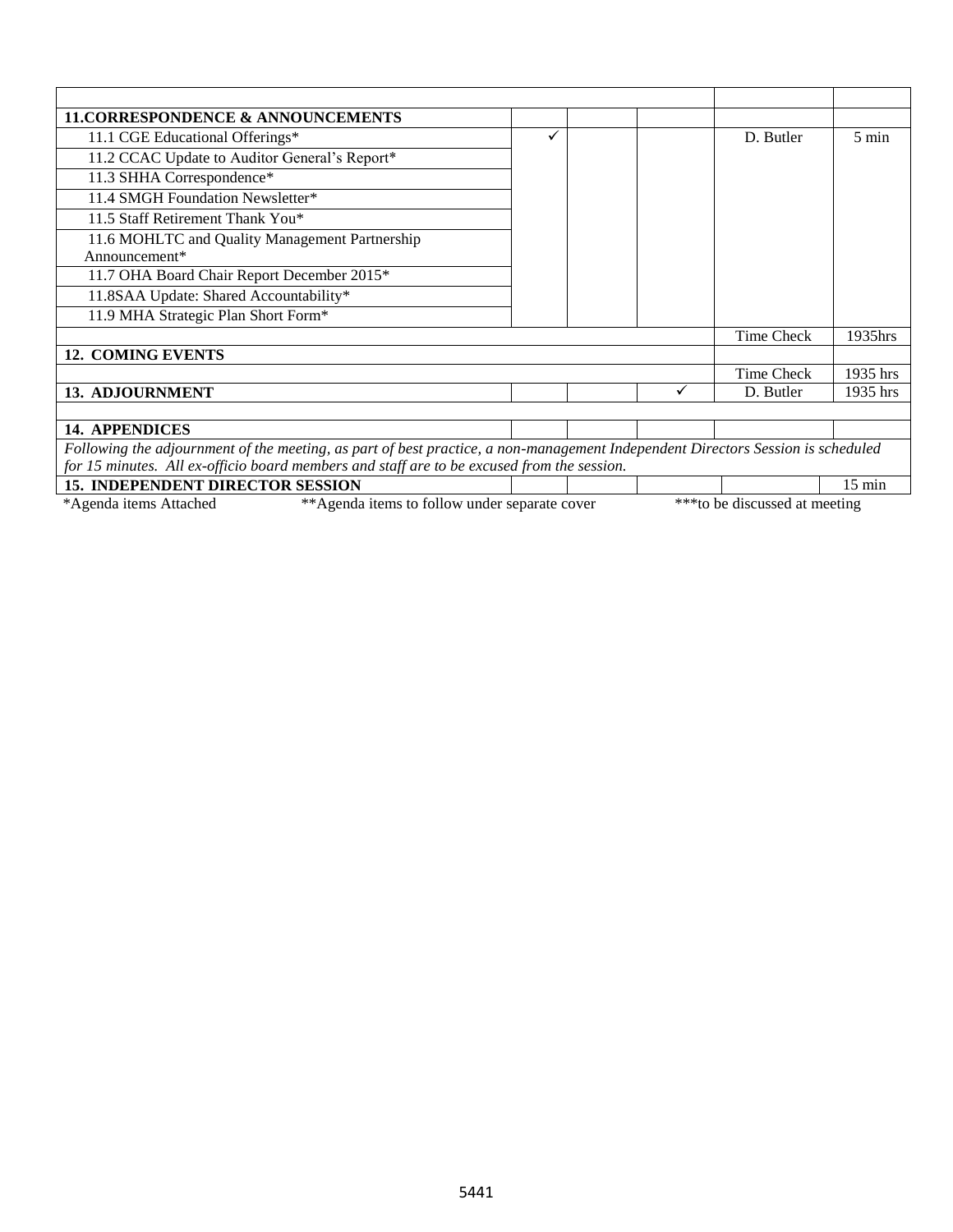| | | | | | |
|---|---|---|---|---|---|
| **11.CORRESPONDENCE & ANNOUNCEMENTS** | | | | | |
| 11.1 CGE Educational Offerings* | ✓ | | | D. Butler | 5 min |
| 11.2 CCAC Update to Auditor General's Report* | | | | | |
| 11.3 SHHA Correspondence* | | | | | |
| 11.4 SMGH Foundation Newsletter* | | | | | |
| 11.5 Staff Retirement Thank You* | | | | | |
| 11.6 MOHLTC and Quality Management Partnership Announcement* | | | | | |
| 11.7 OHA Board Chair Report December 2015* | | | | | |
| 11.8SAA Update: Shared Accountability* | | | | | |
| 11.9 MHA Strategic Plan Short Form* | | | | | |
| | | | | Time Check | 1935hrs |
| **12. COMING EVENTS** | | | | | |
| | | | | Time Check | 1935 hrs |
| **13. ADJOURNMENT** | | | ✓ | D. Butler | 1935 hrs |
| | | | | | |
| **14. APPENDICES** | | | | | |
| *Following the adjournment of the meeting, as part of best practice, a non-management Independent Directors Session is scheduled for 15 minutes. All ex-officio board members and staff are to be excused from the session.* | | | | | |
| **15. INDEPENDENT DIRECTOR SESSION** | | | | | 15 min |

*Agenda items Attached **Agenda items to follow under separate cover ***to be discussed at meeting